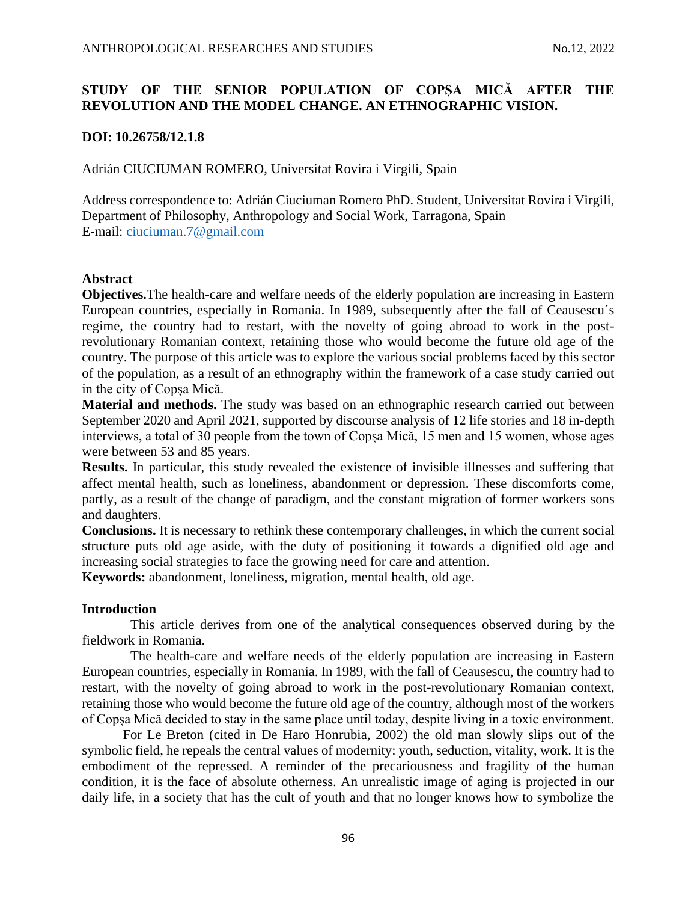# STUDY OF THE SENIOR POPULATION OF COPȘA MICĂ AFTER THE REVOLUTION AND THE MODEL CHANGE. AN ETHNOGRAPHIC VISION.

**DOI: 10.26758/12.1.8**

Adrián CIUCIUMAN ROMERO, Universitat Rovira i Virgili, Spain

Address correspondence to: Adrián Ciuciuman Romero PhD. Student, Universitat Rovira i Virgili, Department of Philosophy, Anthropology and Social Work, Tarragona, Spain
E-mail: ciuciuman.7@gmail.com

## Abstract

**Objectives.** The health-care and welfare needs of the elderly population are increasing in Eastern European countries, especially in Romania. In 1989, subsequently after the fall of Ceausescu´s regime, the country had to restart, with the novelty of going abroad to work in the post-revolutionary Romanian context, retaining those who would become the future old age of the country. The purpose of this article was to explore the various social problems faced by this sector of the population, as a result of an ethnography within the framework of a case study carried out in the city of Copșa Mică.

**Material and methods.** The study was based on an ethnographic research carried out between September 2020 and April 2021, supported by discourse analysis of 12 life stories and 18 in-depth interviews, a total of 30 people from the town of Copșa Mică, 15 men and 15 women, whose ages were between 53 and 85 years.

**Results.** In particular, this study revealed the existence of invisible illnesses and suffering that affect mental health, such as loneliness, abandonment or depression. These discomforts come, partly, as a result of the change of paradigm, and the constant migration of former workers sons and daughters.

**Conclusions.** It is necessary to rethink these contemporary challenges, in which the current social structure puts old age aside, with the duty of positioning it towards a dignified old age and increasing social strategies to face the growing need for care and attention.

**Keywords:** abandonment, loneliness, migration, mental health, old age.

## Introduction

This article derives from one of the analytical consequences observed during by the fieldwork in Romania.

The health-care and welfare needs of the elderly population are increasing in Eastern European countries, especially in Romania. In 1989, with the fall of Ceausescu, the country had to restart, with the novelty of going abroad to work in the post-revolutionary Romanian context, retaining those who would become the future old age of the country, although most of the workers of Copșa Mică decided to stay in the same place until today, despite living in a toxic environment.

For Le Breton (cited in De Haro Honrubia, 2002) the old man slowly slips out of the symbolic field, he repeals the central values of modernity: youth, seduction, vitality, work. It is the embodiment of the repressed. A reminder of the precariousness and fragility of the human condition, it is the face of absolute otherness. An unrealistic image of aging is projected in our daily life, in a society that has the cult of youth and that no longer knows how to symbolize the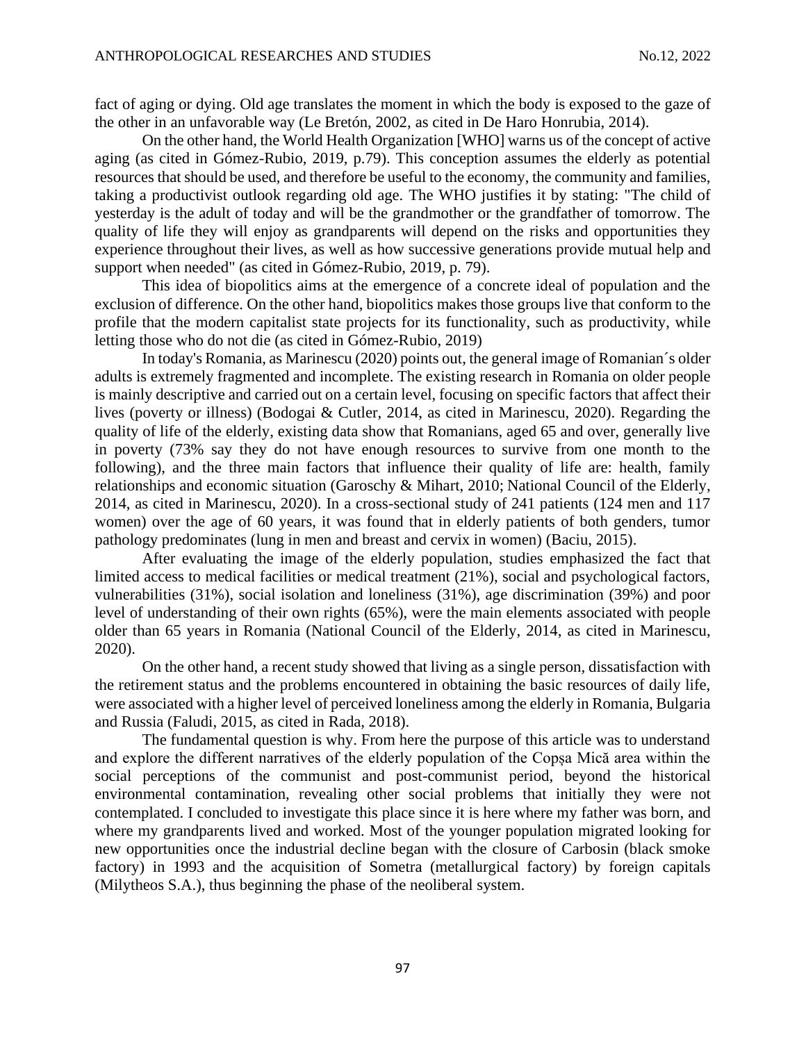fact of aging or dying. Old age translates the moment in which the body is exposed to the gaze of the other in an unfavorable way (Le Bretón, 2002, as cited in De Haro Honrubia, 2014).

On the other hand, the World Health Organization [WHO] warns us of the concept of active aging (as cited in Gómez-Rubio, 2019, p.79). This conception assumes the elderly as potential resources that should be used, and therefore be useful to the economy, the community and families, taking a productivist outlook regarding old age. The WHO justifies it by stating: "The child of yesterday is the adult of today and will be the grandmother or the grandfather of tomorrow. The quality of life they will enjoy as grandparents will depend on the risks and opportunities they experience throughout their lives, as well as how successive generations provide mutual help and support when needed" (as cited in Gómez-Rubio, 2019, p. 79).

This idea of biopolitics aims at the emergence of a concrete ideal of population and the exclusion of difference. On the other hand, biopolitics makes those groups live that conform to the profile that the modern capitalist state projects for its functionality, such as productivity, while letting those who do not die (as cited in Gómez-Rubio, 2019)

In today's Romania, as Marinescu (2020) points out, the general image of Romanian´s older adults is extremely fragmented and incomplete. The existing research in Romania on older people is mainly descriptive and carried out on a certain level, focusing on specific factors that affect their lives (poverty or illness) (Bodogai & Cutler, 2014, as cited in Marinescu, 2020). Regarding the quality of life of the elderly, existing data show that Romanians, aged 65 and over, generally live in poverty (73% say they do not have enough resources to survive from one month to the following), and the three main factors that influence their quality of life are: health, family relationships and economic situation (Garoschy & Mihart, 2010; National Council of the Elderly, 2014, as cited in Marinescu, 2020). In a cross-sectional study of 241 patients (124 men and 117 women) over the age of 60 years, it was found that in elderly patients of both genders, tumor pathology predominates (lung in men and breast and cervix in women) (Baciu, 2015).

After evaluating the image of the elderly population, studies emphasized the fact that limited access to medical facilities or medical treatment (21%), social and psychological factors, vulnerabilities (31%), social isolation and loneliness (31%), age discrimination (39%) and poor level of understanding of their own rights (65%), were the main elements associated with people older than 65 years in Romania (National Council of the Elderly, 2014, as cited in Marinescu, 2020).

On the other hand, a recent study showed that living as a single person, dissatisfaction with the retirement status and the problems encountered in obtaining the basic resources of daily life, were associated with a higher level of perceived loneliness among the elderly in Romania, Bulgaria and Russia (Faludi, 2015, as cited in Rada, 2018).

The fundamental question is why. From here the purpose of this article was to understand and explore the different narratives of the elderly population of the Copșa Mică area within the social perceptions of the communist and post-communist period, beyond the historical environmental contamination, revealing other social problems that initially they were not contemplated. I concluded to investigate this place since it is here where my father was born, and where my grandparents lived and worked. Most of the younger population migrated looking for new opportunities once the industrial decline began with the closure of Carbosin (black smoke factory) in 1993 and the acquisition of Sometra (metallurgical factory) by foreign capitals (Milytheos S.A.), thus beginning the phase of the neoliberal system.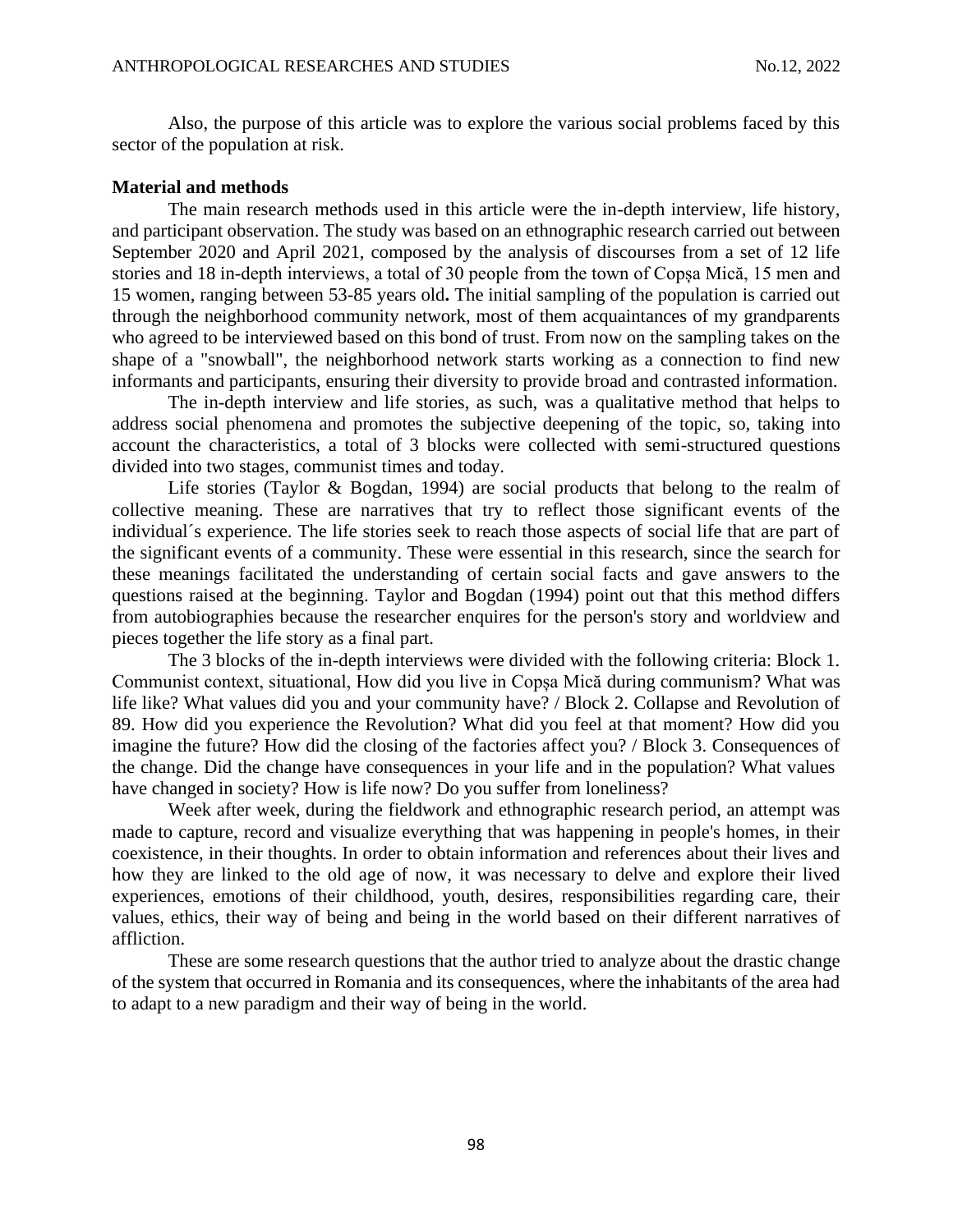Also, the purpose of this article was to explore the various social problems faced by this sector of the population at risk.

**Material and methods**

The main research methods used in this article were the in-depth interview, life history, and participant observation. The study was based on an ethnographic research carried out between September 2020 and April 2021, composed by the analysis of discourses from a set of 12 life stories and 18 in-depth interviews, a total of 30 people from the town of Copșa Mică, 15 men and 15 women, ranging between 53-85 years old**.** The initial sampling of the population is carried out through the neighborhood community network, most of them acquaintances of my grandparents who agreed to be interviewed based on this bond of trust. From now on the sampling takes on the shape of a "snowball", the neighborhood network starts working as a connection to find new informants and participants, ensuring their diversity to provide broad and contrasted information.

The in-depth interview and life stories, as such, was a qualitative method that helps to address social phenomena and promotes the subjective deepening of the topic, so, taking into account the characteristics, a total of 3 blocks were collected with semi-structured questions divided into two stages, communist times and today.

Life stories (Taylor & Bogdan, 1994) are social products that belong to the realm of collective meaning. These are narratives that try to reflect those significant events of the individual´s experience. The life stories seek to reach those aspects of social life that are part of the significant events of a community. These were essential in this research, since the search for these meanings facilitated the understanding of certain social facts and gave answers to the questions raised at the beginning. Taylor and Bogdan (1994) point out that this method differs from autobiographies because the researcher enquires for the person's story and worldview and pieces together the life story as a final part.

The 3 blocks of the in-depth interviews were divided with the following criteria: Block 1. Communist context, situational, How did you live in Copșa Mică during communism? What was life like? What values did you and your community have? / Block 2. Collapse and Revolution of 89. How did you experience the Revolution? What did you feel at that moment? How did you imagine the future? How did the closing of the factories affect you? / Block 3. Consequences of the change. Did the change have consequences in your life and in the population? What values have changed in society? How is life now? Do you suffer from loneliness?

Week after week, during the fieldwork and ethnographic research period, an attempt was made to capture, record and visualize everything that was happening in people's homes, in their coexistence, in their thoughts. In order to obtain information and references about their lives and how they are linked to the old age of now, it was necessary to delve and explore their lived experiences, emotions of their childhood, youth, desires, responsibilities regarding care, their values, ethics, their way of being and being in the world based on their different narratives of affliction.

These are some research questions that the author tried to analyze about the drastic change of the system that occurred in Romania and its consequences, where the inhabitants of the area had to adapt to a new paradigm and their way of being in the world.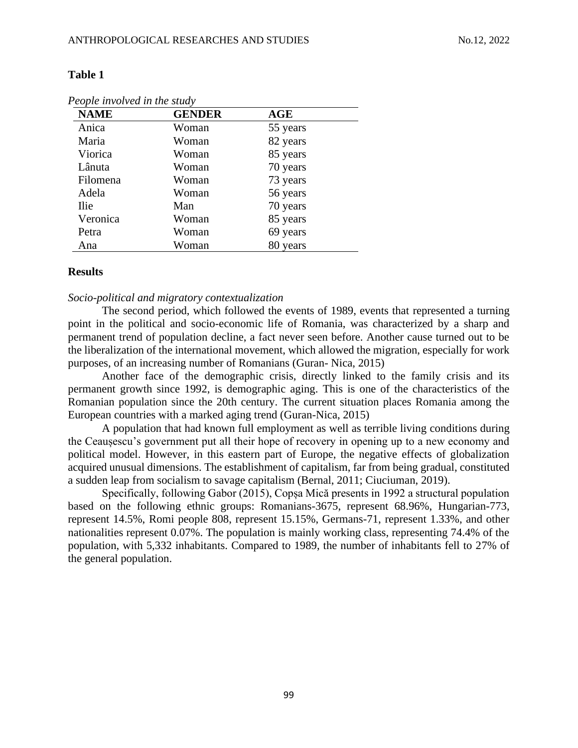**Table 1**

*People involved in the study*

| NAME | GENDER | AGE |
|---|---|---|
| Anica | Woman | 55 years |
| Maria | Woman | 82 years |
| Viorica | Woman | 85 years |
| Lânuta | Woman | 70 years |
| Filomena | Woman | 73 years |
| Adela | Woman | 56 years |
| Ilie | Man | 70 years |
| Veronica | Woman | 85 years |
| Petra | Woman | 69 years |
| Ana | Woman | 80 years |

## Results

*Socio-political and migratory contextualization*

The second period, which followed the events of 1989, events that represented a turning point in the political and socio-economic life of Romania, was characterized by a sharp and permanent trend of population decline, a fact never seen before. Another cause turned out to be the liberalization of the international movement, which allowed the migration, especially for work purposes, of an increasing number of Romanians (Guran- Nica, 2015)

Another face of the demographic crisis, directly linked to the family crisis and its permanent growth since 1992, is demographic aging. This is one of the characteristics of the Romanian population since the 20th century. The current situation places Romania among the European countries with a marked aging trend (Guran-Nica, 2015)

A population that had known full employment as well as terrible living conditions during the Ceaușescu's government put all their hope of recovery in opening up to a new economy and political model. However, in this eastern part of Europe, the negative effects of globalization acquired unusual dimensions. The establishment of capitalism, far from being gradual, constituted a sudden leap from socialism to savage capitalism (Bernal, 2011; Ciuciuman, 2019).

Specifically, following Gabor (2015), Copșa Mică presents in 1992 a structural population based on the following ethnic groups: Romanians-3675, represent 68.96%, Hungarian-773, represent 14.5%, Romi people 808, represent 15.15%, Germans-71, represent 1.33%, and other nationalities represent 0.07%. The population is mainly working class, representing 74.4% of the population, with 5,332 inhabitants. Compared to 1989, the number of inhabitants fell to 27% of the general population.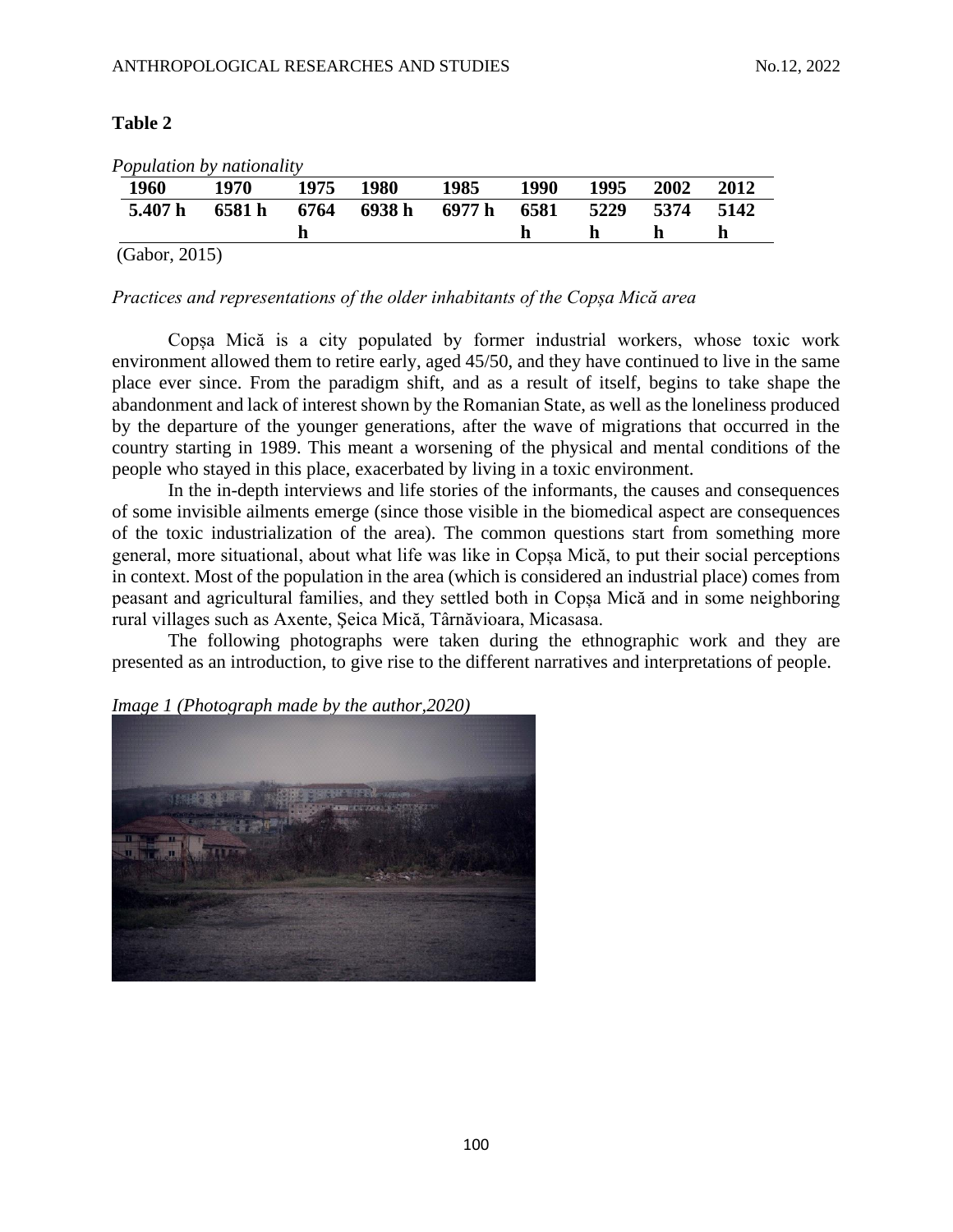**Table 2**

*Population by nationality*

| 1960 | 1970 | 1975 | 1980 | 1985 | 1990 | 1995 | 2002 | 2012 |
|---|---|---|---|---|---|---|---|---|
| 5.407 h | 6581 h | 6764 h | 6938 h | 6977 h | 6581 h | 5229 h | 5374 h | 5142 h |

(Gabor, 2015)

*Practices and representations of the older inhabitants of the Copșa Mică area*

Copșa Mică is a city populated by former industrial workers, whose toxic work environment allowed them to retire early, aged 45/50, and they have continued to live in the same place ever since. From the paradigm shift, and as a result of itself, begins to take shape the abandonment and lack of interest shown by the Romanian State, as well as the loneliness produced by the departure of the younger generations, after the wave of migrations that occurred in the country starting in 1989. This meant a worsening of the physical and mental conditions of the people who stayed in this place, exacerbated by living in a toxic environment.

In the in-depth interviews and life stories of the informants, the causes and consequences of some invisible ailments emerge (since those visible in the biomedical aspect are consequences of the toxic industrialization of the area). The common questions start from something more general, more situational, about what life was like in Copșa Mică, to put their social perceptions in context. Most of the population in the area (which is considered an industrial place) comes from peasant and agricultural families, and they settled both in Copșa Mică and in some neighboring rural villages such as Axente, Şeica Mică, Târnăvioara, Micasasa.

The following photographs were taken during the ethnographic work and they are presented as an introduction, to give rise to the different narratives and interpretations of people.

*Image 1 (Photograph made by the author,2020)*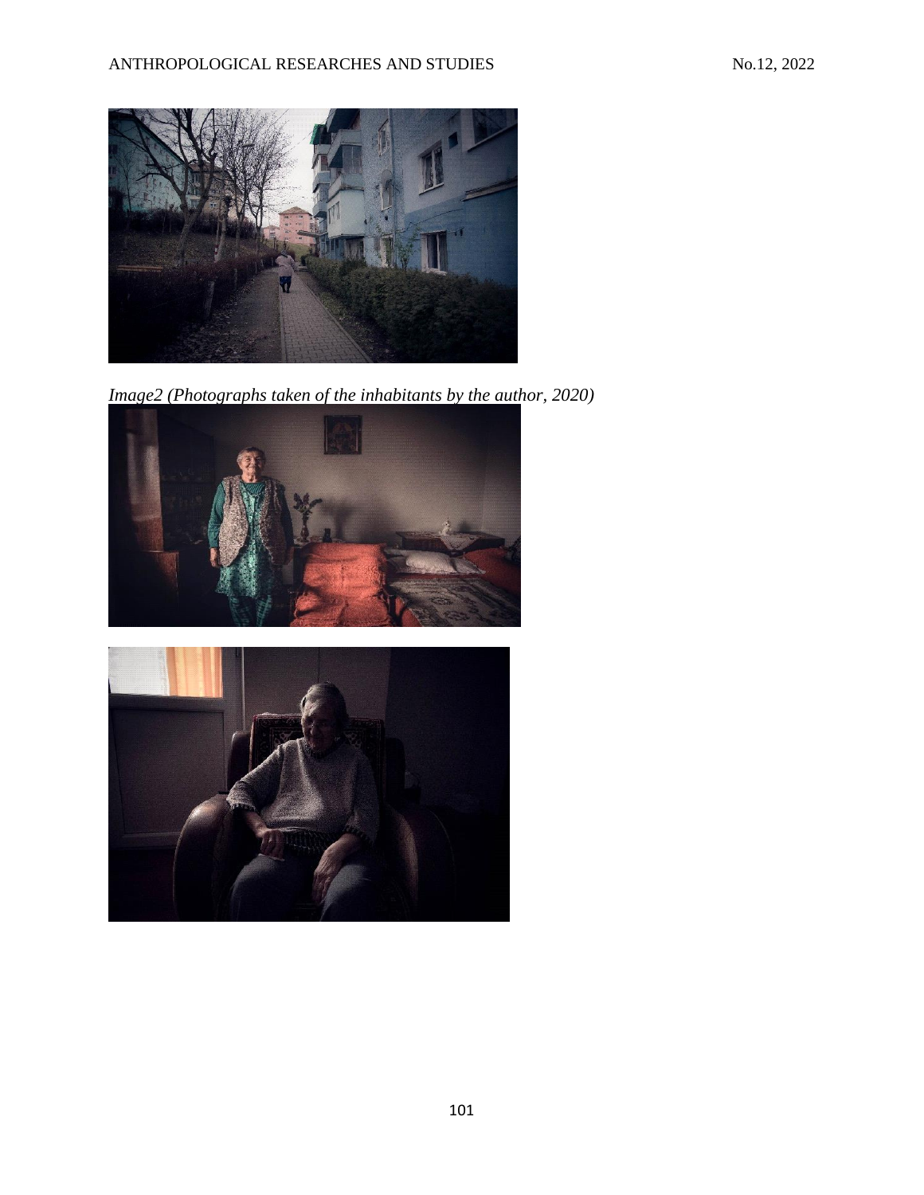*Image2 (Photographs taken of the inhabitants by the author, 2020)*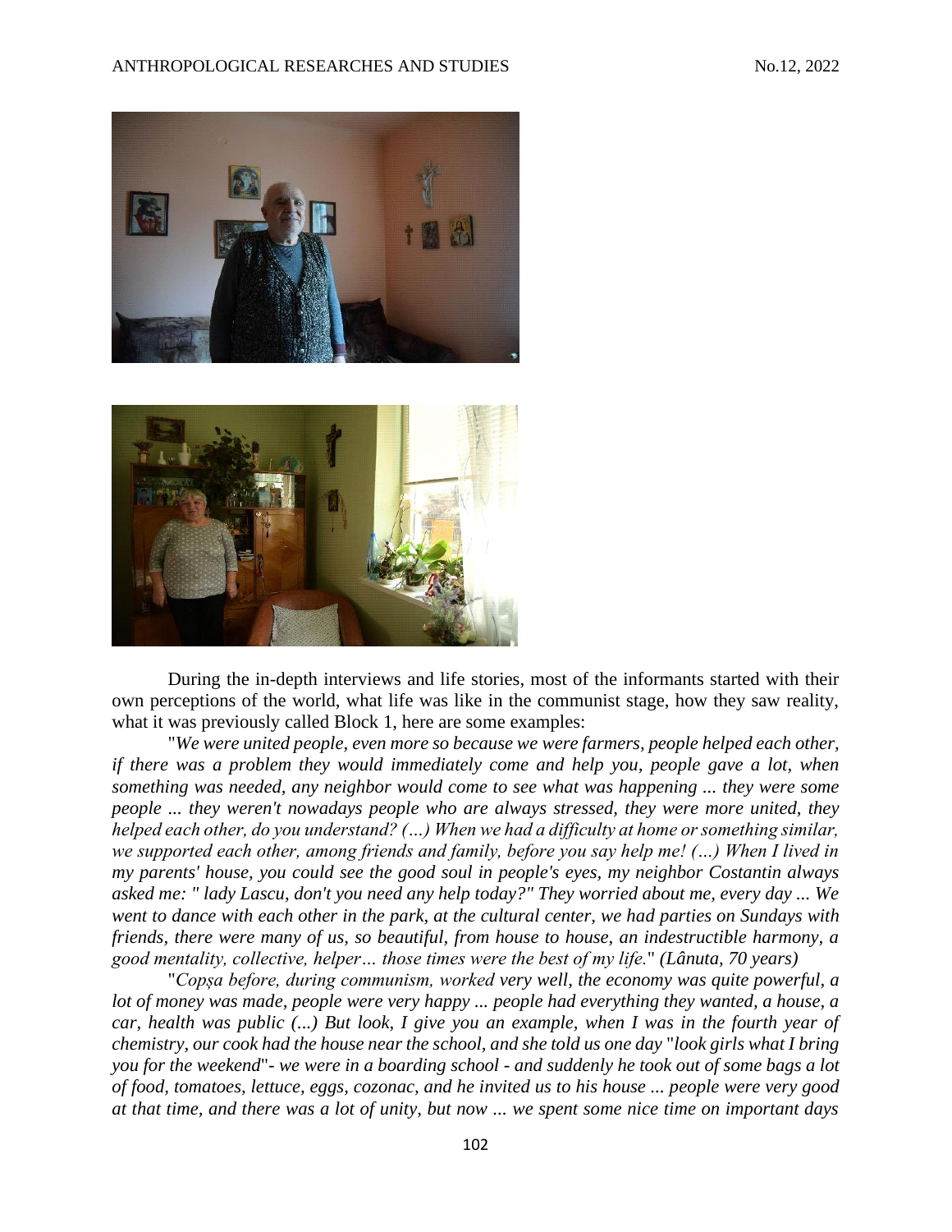During the in-depth interviews and life stories, most of the informants started with their own perceptions of the world, what life was like in the communist stage, how they saw reality, what it was previously called Block 1, here are some examples:

"*We were united people, even more so because we were farmers, people helped each other, if there was a problem they would immediately come and help you, people gave a lot, when something was needed, any neighbor would come to see what was happening ... they were some people ... they weren't nowadays people who are always stressed, they were more united, they helped each other, do you understand? (…) When we had a difficulty at home or something similar, we supported each other, among friends and family, before you say help me! (…) When I lived in my parents' house, you could see the good soul in people's eyes, my neighbor Costantin always asked me: " lady Lascu, don't you need any help today?" They worried about me, every day ... We went to dance with each other in the park, at the cultural center, we had parties on Sundays with friends, there were many of us, so beautiful, from house to house, an indestructible harmony, a good mentality, collective, helper… those times were the best of my life.*" *(Lânuta, 70 years)*

"*Copșa before, during communism, worked* *very well, the economy was quite powerful, a lot of money was made, people were very happy ... people had everything they wanted, a house, a car, health was public (...) But look, I give you an example, when I was in the fourth year of chemistry, our cook had the house near the school, and she told us one day* "*look girls what I bring you for the weekend*"*- we were in a boarding school - and suddenly he took out of some bags a lot of food, tomatoes, lettuce, eggs, cozonac, and he invited us to his house ... people were very good at that time, and there was a lot of unity, but now ... we spent some nice time on important days*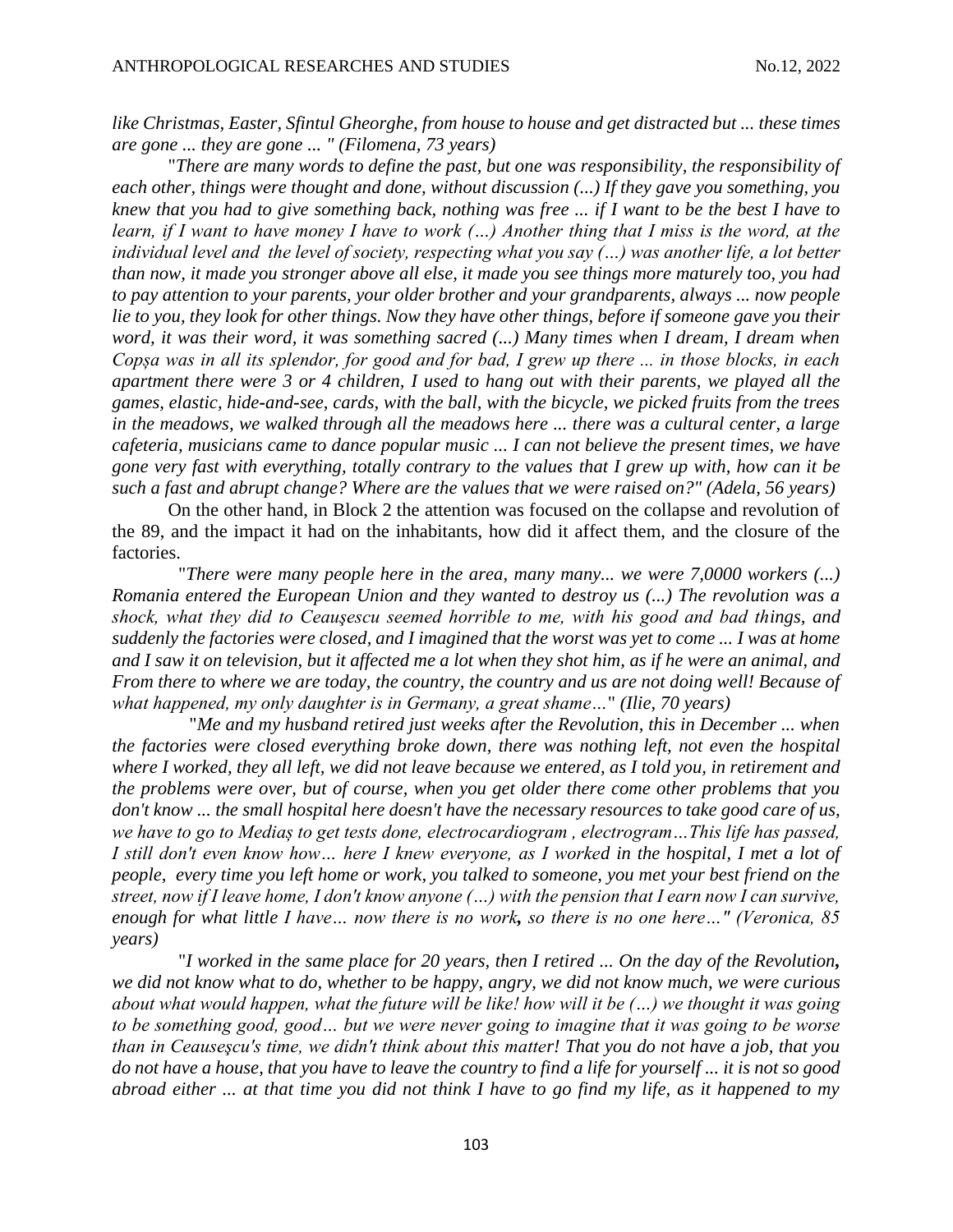*like Christmas, Easter, Sfintul Gheorghe, from house to house and get distracted but ... these times are gone ... they are gone ... " (Filomena, 73 years)*

"*There are many words to define the past, but one was responsibility, the responsibility of each other, things were thought and done, without discussion (...) If they gave you something, you knew that you had to give something back, nothing was free ... if I want to be the best I have to learn, if I want to have money I have to work (…) Another thing that I miss is the word, at the individual level and the level of society, respecting what you say (…) was another life, a lot better than now, it made you stronger above all else, it made you see things more maturely too, you had to pay attention to your parents, your older brother and your grandparents, always ... now people lie to you, they look for other things. Now they have other things, before if someone gave you their word, it was their word, it was something sacred (...) Many times when I dream, I dream when Copșa was in all its splendor, for good and for bad, I grew up there ... in those blocks, in each apartment there were 3 or 4 children, I used to hang out with their parents, we played all the games, elastic, hide-and-see, cards, with the ball, with the bicycle, we picked fruits from the trees in the meadows, we walked through all the meadows here ... there was a cultural center, a large cafeteria, musicians came to dance popular music ... I can not believe the present times, we have gone very fast with everything, totally contrary to the values that I grew up with, how can it be such a fast and abrupt change? Where are the values that we were raised on?" (Adela, 56 years)*

On the other hand, in Block 2 the attention was focused on the collapse and revolution of the 89, and the impact it had on the inhabitants, how did it affect them, and the closure of the factories.

"*There were many people here in the area, many many... we were 7,0000 workers (...) Romania entered the European Union and they wanted to destroy us (...) The revolution was a shock, what they did to Ceaușescu seemed horrible to me, with his good and bad things, and suddenly the factories were closed, and I imagined that the worst was yet to come ... I was at home and I saw it on television, but it affected me a lot when they shot him, as if he were an animal, and From there to where we are today, the country, the country and us are not doing well! Because of what happened, my only daughter is in Germany, a great shame…" (Ilie, 70 years)*

"*Me and my husband retired just weeks after the Revolution, this in December ... when the factories were closed everything broke down, there was nothing left, not even the hospital where I worked, they all left, we did not leave because we entered, as I told you, in retirement and the problems were over, but of course, when you get older there come other problems that you don't know ... the small hospital here doesn't have the necessary resources to take good care of us, we have to go to Mediaș to get tests done, electrocardiogram , electrogram…This life has passed, I still don't even know how… here I knew everyone, as I worked in the hospital, I met a lot of people, every time you left home or work, you talked to someone, you met your best friend on the street, now if I leave home, I don't know anyone (…) with the pension that I earn now I can survive, enough for what little I have… now there is no work, so there is no one here…" (Veronica, 85 years)*

"*I worked in the same place for 20 years, then I retired ... On the day of the Revolution, we did not know what to do, whether to be happy, angry, we did not know much, we were curious about what would happen, what the future will be like! how will it be (…) we thought it was going to be something good, good… but we were never going to imagine that it was going to be worse than in Ceauseșcu's time, we didn't think about this matter! That you do not have a job, that you do not have a house, that you have to leave the country to find a life for yourself ... it is not so good abroad either ... at that time you did not think I have to go find my life, as it happened to my*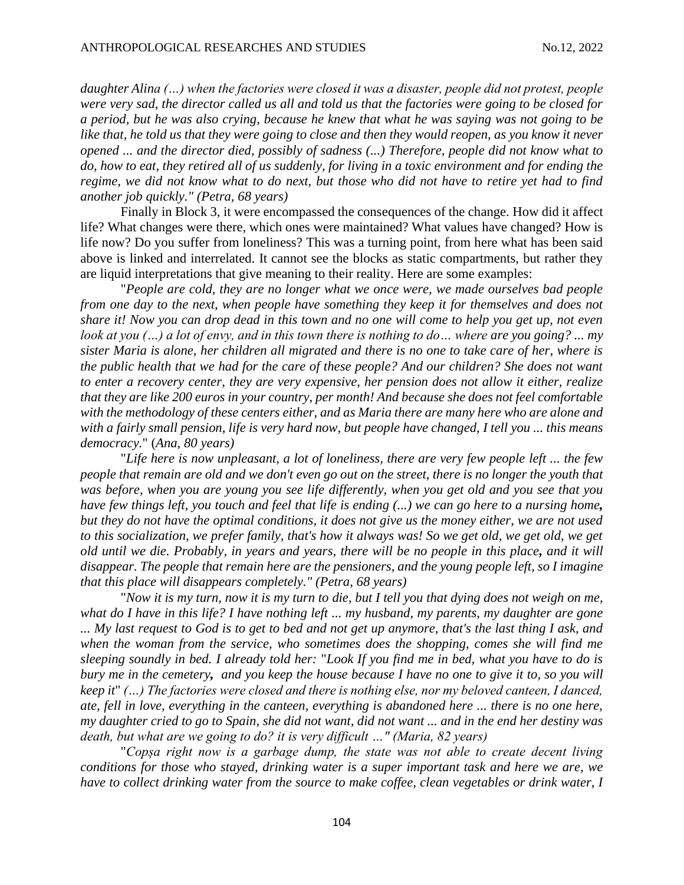*daughter Alina (…) when the factories were closed it was a disaster, people did not protest, people were very sad, the director called us all and told us that the factories were going to be closed for a period, but he was also crying, because he knew that what he was saying was not going to be like that, he told us that they were going to close and then they would reopen, as you know it never opened ... and the director died, possibly of sadness (...) Therefore, people did not know what to do, how to eat, they retired all of us suddenly, for living in a toxic environment and for ending the regime, we did not know what to do next, but those who did not have to retire yet had to find another job quickly." (Petra, 68 years)*

Finally in Block 3, it were encompassed the consequences of the change. How did it affect life? What changes were there, which ones were maintained? What values have changed? How is life now? Do you suffer from loneliness? This was a turning point, from here what has been said above is linked and interrelated. It cannot see the blocks as static compartments, but rather they are liquid interpretations that give meaning to their reality. Here are some examples:

"*People are cold, they are no longer what we once were, we made ourselves bad people from one day to the next, when people have something they keep it for themselves and does not share it! Now you can drop dead in this town and no one will come to help you get up, not even look at you (…) a lot of envy, and in this town there is nothing to do… where are you going? ... my sister Maria is alone, her children all migrated and there is no one to take care of her, where is the public health that we had for the care of these people? And our children? She does not want to enter a recovery center, they are very expensive, her pension does not allow it either, realize that they are like 200 euros in your country, per month! And because she does not feel comfortable with the methodology of these centers either, and as Maria there are many here who are alone and with a fairly small pension, life is very hard now, but people have changed, I tell you ... this means democracy.*" (*Ana, 80 years)*

"*Life here is now unpleasant, a lot of loneliness, there are very few people left ... the few people that remain are old and we don't even go out on the street, there is no longer the youth that was before, when you are young you see life differently, when you get old and you see that you have few things left, you touch and feel that life is ending (...) we can go here to a nursing home**,** but they do not have the optimal conditions, it does not give us the money either, we are not used to this socialization, we prefer family, that's how it always was! So we get old, we get old, we get old until we die. Probably, in years and years, there will be no people in this place**,** and it will disappear. The people that remain here are the pensioners, and the young people left, so I imagine that this place will disappears completely." (Petra, 68 years)*

"*Now it is my turn, now it is my turn to die, but I tell you that dying does not weigh on me, what do I have in this life? I have nothing left ... my husband, my parents, my daughter are gone ... My last request to God is to get to bed and not get up anymore, that's the last thing I ask, and when the woman from the service, who sometimes does the shopping, comes she will find me sleeping soundly in bed. I already told her:* "*Look If you find me in bed, what you have to do is bury me in the cemetery**,** and you keep the house because I have no one to give it to, so you will keep it*" *(…) The factories were closed and there is nothing else, nor my beloved canteen, I danced, ate, fell in love, everything in the canteen, everything is abandoned here ... there is no one here, my daughter cried to go to Spain, she did not want, did not want ... and in the end her destiny was death, but what are we going to do? it is very difficult …" (Maria, 82 years)*

"*Copșa right now is a garbage dump, the state was not able to create decent living conditions for those who stayed, drinking water is a super important task and here we are, we have to collect drinking water from the source to make coffee, clean vegetables or drink water, I*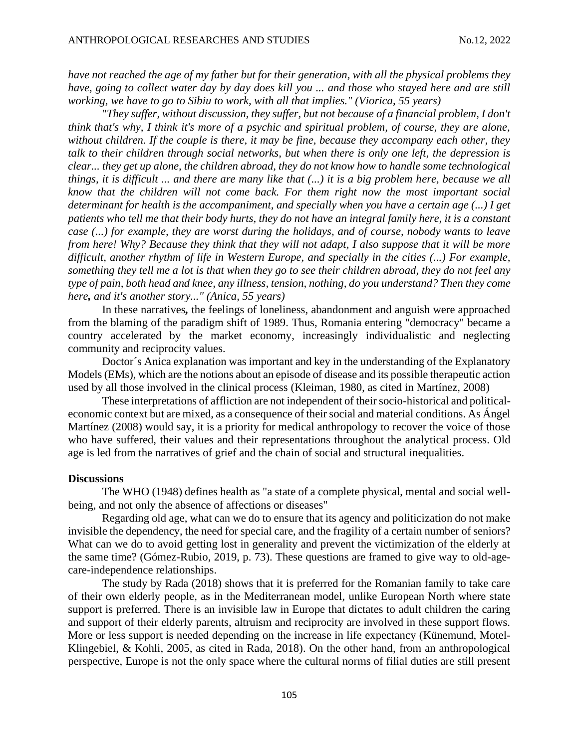*have not reached the age of my father but for their generation, with all the physical problems they have, going to collect water day by day does kill you ... and those who stayed here and are still working, we have to go to Sibiu to work, with all that implies." (Viorica, 55 years)*

"*They suffer, without discussion, they suffer, but not because of a financial problem, I don't think that's why, I think it's more of a psychic and spiritual problem, of course, they are alone, without children. If the couple is there, it may be fine, because they accompany each other, they talk to their children through social networks, but when there is only one left, the depression is clear... they get up alone, the children abroad, they do not know how to handle some technological things, it is difficult ... and there are many like that (...) it is a big problem here, because we all know that the children will not come back. For them right now the most important social determinant for health is the accompaniment, and specially when you have a certain age (...) I get patients who tell me that their body hurts, they do not have an integral family here, it is a constant case (...) for example, they are worst during the holidays, and of course, nobody wants to leave from here! Why? Because they think that they will not adapt, I also suppose that it will be more difficult, another rhythm of life in Western Europe, and specially in the cities (...) For example, something they tell me a lot is that when they go to see their children abroad, they do not feel any type of pain, both head and knee, any illness, tension, nothing, do you understand? Then they come here***,** *and it's another story..." (Anica, 55 years)*

In these narratives**,** the feelings of loneliness, abandonment and anguish were approached from the blaming of the paradigm shift of 1989. Thus, Romania entering "democracy" became a country accelerated by the market economy, increasingly individualistic and neglecting community and reciprocity values.

Doctor´s Anica explanation was important and key in the understanding of the Explanatory Models (EMs), which are the notions about an episode of disease and its possible therapeutic action used by all those involved in the clinical process (Kleiman, 1980, as cited in Martínez, 2008)

These interpretations of affliction are not independent of their socio-historical and political-economic context but are mixed, as a consequence of their social and material conditions. As Ángel Martínez (2008) would say, it is a priority for medical anthropology to recover the voice of those who have suffered, their values and their representations throughout the analytical process. Old age is led from the narratives of grief and the chain of social and structural inequalities.

**Discussions**

The WHO (1948) defines health as "a state of a complete physical, mental and social well-being, and not only the absence of affections or diseases"

Regarding old age, what can we do to ensure that its agency and politicization do not make invisible the dependency, the need for special care, and the fragility of a certain number of seniors? What can we do to avoid getting lost in generality and prevent the victimization of the elderly at the same time? (Gómez-Rubio, 2019, p. 73). These questions are framed to give way to old-age-care-independence relationships.

The study by Rada (2018) shows that it is preferred for the Romanian family to take care of their own elderly people, as in the Mediterranean model, unlike European North where state support is preferred. There is an invisible law in Europe that dictates to adult children the caring and support of their elderly parents, altruism and reciprocity are involved in these support flows. More or less support is needed depending on the increase in life expectancy (Künemund, Motel-Klingebiel, & Kohli, 2005, as cited in Rada, 2018). On the other hand, from an anthropological perspective, Europe is not the only space where the cultural norms of filial duties are still present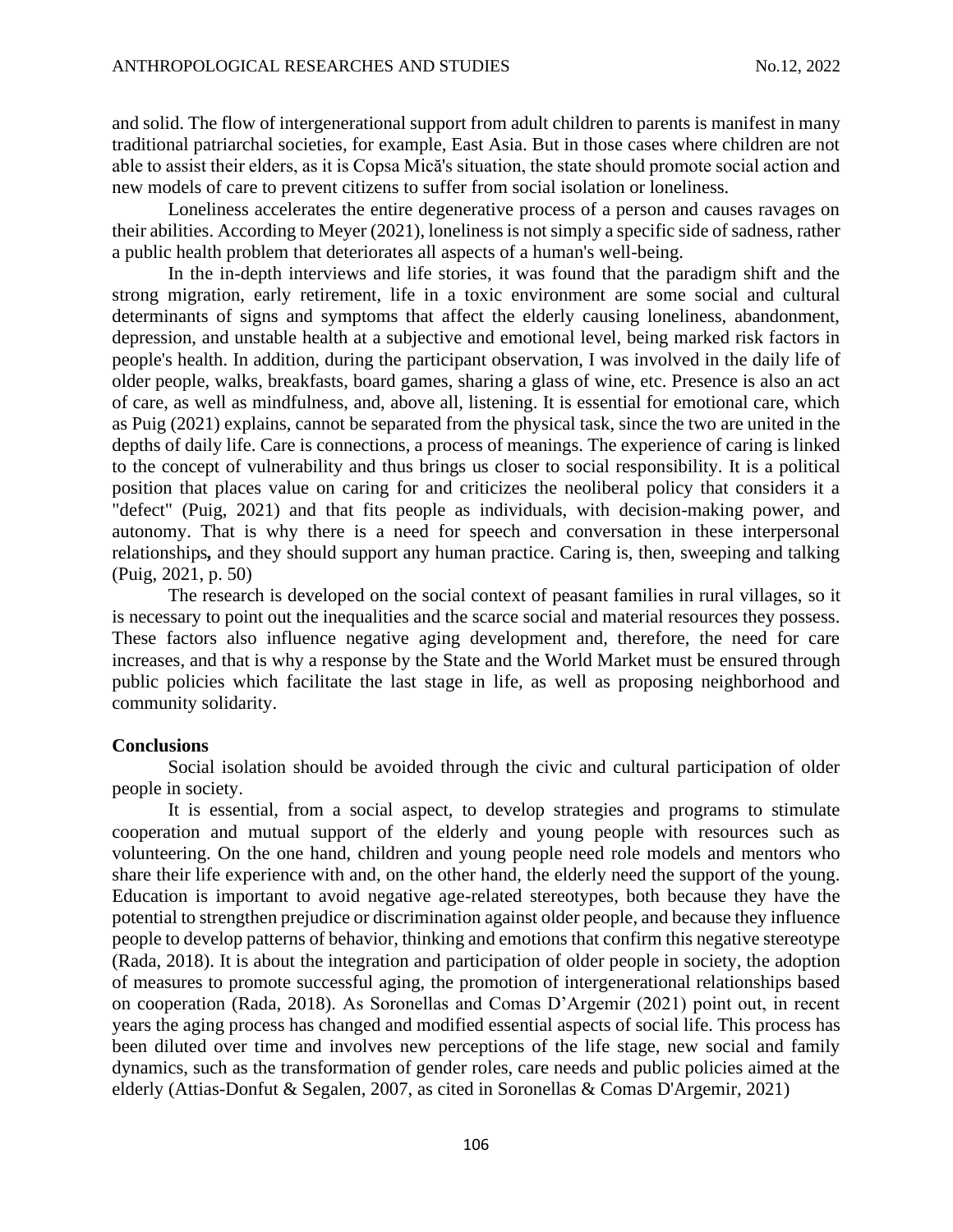and solid. The flow of intergenerational support from adult children to parents is manifest in many traditional patriarchal societies, for example, East Asia. But in those cases where children are not able to assist their elders, as it is Copsa Mică's situation, the state should promote social action and new models of care to prevent citizens to suffer from social isolation or loneliness.

Loneliness accelerates the entire degenerative process of a person and causes ravages on their abilities. According to Meyer (2021), loneliness is not simply a specific side of sadness, rather a public health problem that deteriorates all aspects of a human's well-being.

In the in-depth interviews and life stories, it was found that the paradigm shift and the strong migration, early retirement, life in a toxic environment are some social and cultural determinants of signs and symptoms that affect the elderly causing loneliness, abandonment, depression, and unstable health at a subjective and emotional level, being marked risk factors in people's health. In addition, during the participant observation, I was involved in the daily life of older people, walks, breakfasts, board games, sharing a glass of wine, etc. Presence is also an act of care, as well as mindfulness, and, above all, listening. It is essential for emotional care, which as Puig (2021) explains, cannot be separated from the physical task, since the two are united in the depths of daily life. Care is connections, a process of meanings. The experience of caring is linked to the concept of vulnerability and thus brings us closer to social responsibility. It is a political position that places value on caring for and criticizes the neoliberal policy that considers it a "defect" (Puig, 2021) and that fits people as individuals, with decision-making power, and autonomy. That is why there is a need for speech and conversation in these interpersonal relationships**,** and they should support any human practice. Caring is, then, sweeping and talking (Puig, 2021, p. 50)

The research is developed on the social context of peasant families in rural villages, so it is necessary to point out the inequalities and the scarce social and material resources they possess. These factors also influence negative aging development and, therefore, the need for care increases, and that is why a response by the State and the World Market must be ensured through public policies which facilitate the last stage in life, as well as proposing neighborhood and community solidarity.

**Conclusions**

Social isolation should be avoided through the civic and cultural participation of older people in society.

It is essential, from a social aspect, to develop strategies and programs to stimulate cooperation and mutual support of the elderly and young people with resources such as volunteering. On the one hand, children and young people need role models and mentors who share their life experience with and, on the other hand, the elderly need the support of the young. Education is important to avoid negative age-related stereotypes, both because they have the potential to strengthen prejudice or discrimination against older people, and because they influence people to develop patterns of behavior, thinking and emotions that confirm this negative stereotype (Rada, 2018). It is about the integration and participation of older people in society, the adoption of measures to promote successful aging, the promotion of intergenerational relationships based on cooperation (Rada, 2018). As Soronellas and Comas D'Argemir (2021) point out, in recent years the aging process has changed and modified essential aspects of social life. This process has been diluted over time and involves new perceptions of the life stage, new social and family dynamics, such as the transformation of gender roles, care needs and public policies aimed at the elderly (Attias-Donfut & Segalen, 2007, as cited in Soronellas & Comas D'Argemir, 2021)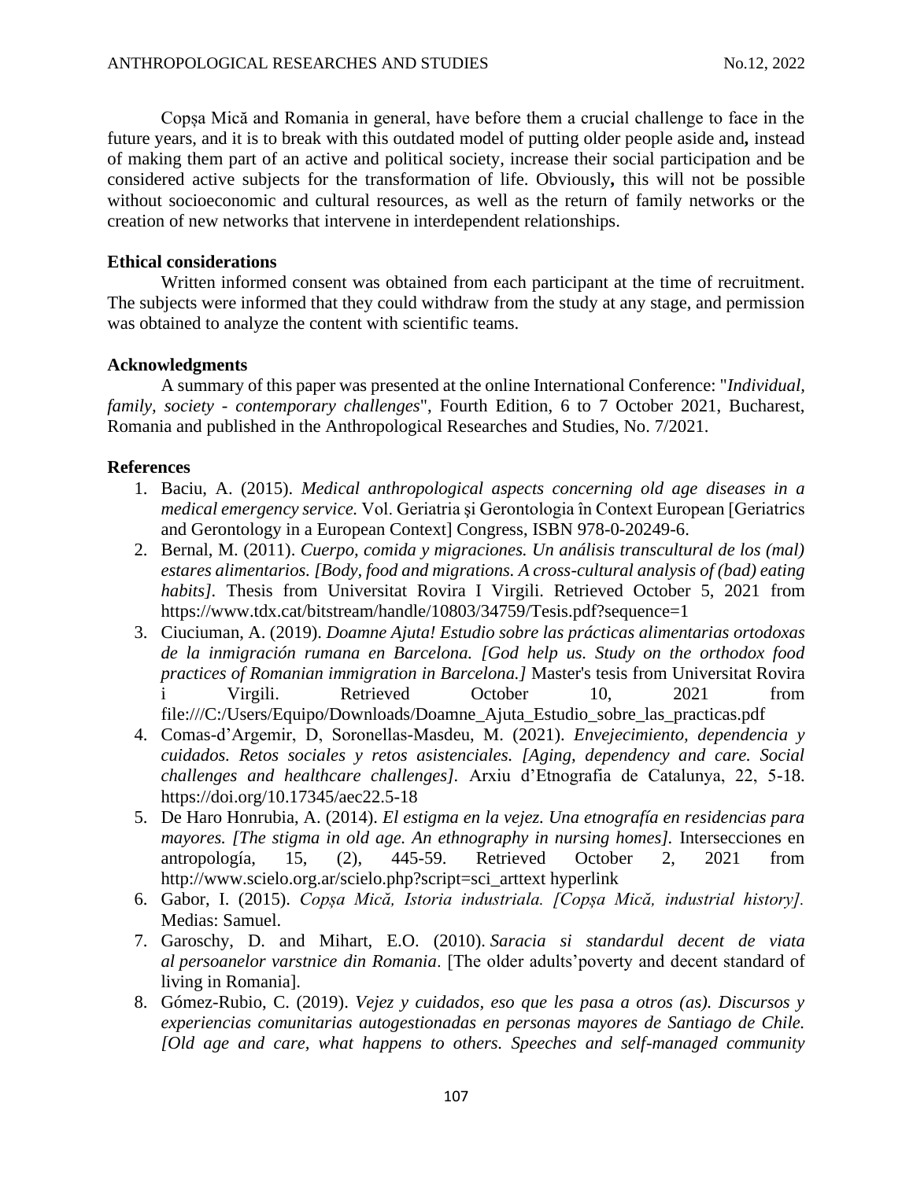Copșa Mică and Romania in general, have before them a crucial challenge to face in the future years, and it is to break with this outdated model of putting older people aside and**,** instead of making them part of an active and political society, increase their social participation and be considered active subjects for the transformation of life. Obviously**,** this will not be possible without socioeconomic and cultural resources, as well as the return of family networks or the creation of new networks that intervene in interdependent relationships.

### Ethical considerations

Written informed consent was obtained from each participant at the time of recruitment. The subjects were informed that they could withdraw from the study at any stage, and permission was obtained to analyze the content with scientific teams.

### Acknowledgments

A summary of this paper was presented at the online International Conference: "*Individual, family, society - contemporary challenges*", Fourth Edition, 6 to 7 October 2021, Bucharest, Romania and published in the Anthropological Researches and Studies, No. 7/2021.

### References

1. Baciu, A. (2015). *Medical anthropological aspects concerning old age diseases in a medical emergency service.* Vol. Geriatria şi Gerontologia în Context European [Geriatrics and Gerontology in a European Context] Congress, ISBN 978-0-20249-6.
2. Bernal, M. (2011). *Cuerpo, comida y migraciones. Un análisis transcultural de los (mal) estares alimentarios. [Body, food and migrations. A cross-cultural analysis of (bad) eating habits].* Thesis from Universitat Rovira I Virgili. Retrieved October 5, 2021 from https://www.tdx.cat/bitstream/handle/10803/34759/Tesis.pdf?sequence=1
3. Ciuciuman, A. (2019). *Doamne Ajuta! Estudio sobre las prácticas alimentarias ortodoxas de la inmigración rumana en Barcelona. [God help us. Study on the orthodox food practices of Romanian immigration in Barcelona.]* Master's tesis from Universitat Rovira i Virgili. Retrieved October 10, 2021 from file:///C:/Users/Equipo/Downloads/Doamne_Ajuta_Estudio_sobre_las_practicas.pdf
4. Comas-d'Argemir, D, Soronellas-Masdeu, M. (2021). *Envejecimiento, dependencia y cuidados. Retos sociales y retos asistenciales. [Aging, dependency and care. Social challenges and healthcare challenges].* Arxiu d'Etnografia de Catalunya, 22, 5-18. https://doi.org/10.17345/aec22.5-18
5. De Haro Honrubia, A. (2014). *El estigma en la vejez. Una etnografía en residencias para mayores. [The stigma in old age. An ethnography in nursing homes].* Intersecciones en antropología, 15, (2), 445-59. Retrieved October 2, 2021 from http://www.scielo.org.ar/scielo.php?script=sci_arttext hyperlink
6. Gabor, I. (2015). *Copșa Mică, Istoria industriala. [Copșa Mică, industrial history].* Medias: Samuel.
7. Garoschy, D. and Mihart, E.O. (2010). *Saracia si standardul decent de viata al persoanelor varstnice din Romania*. [The older adults'poverty and decent standard of living in Romania].
8. Gómez-Rubio, C. (2019). *Vejez y cuidados, eso que les pasa a otros (as). Discursos y experiencias comunitarias autogestionadas en personas mayores de Santiago de Chile. [Old age and care, what happens to others. Speeches and self-managed community*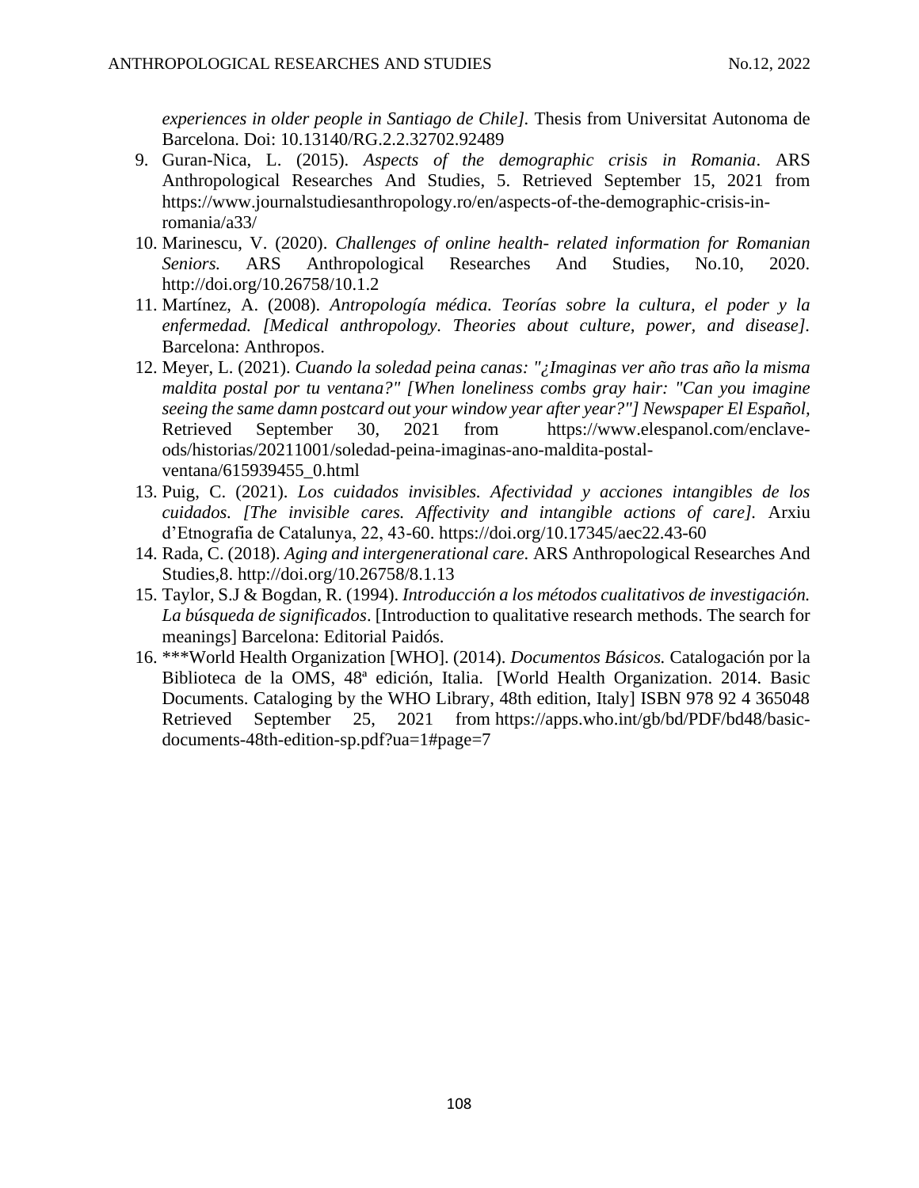*experiences in older people in Santiago de Chile].* Thesis from Universitat Autonoma de Barcelona. Doi: 10.13140/RG.2.2.32702.92489

9. Guran-Nica, L. (2015). *Aspects of the demographic crisis in Romania*. ARS Anthropological Researches And Studies, 5. Retrieved September 15, 2021 from https://www.journalstudiesanthropology.ro/en/aspects-of-the-demographic-crisis-in-romania/a33/
10. Marinescu, V. (2020). *Challenges of online health- related information for Romanian Seniors.* ARS Anthropological Researches And Studies, No.10, 2020. http://doi.org/10.26758/10.1.2
11. Martínez, A. (2008). *Antropología médica. Teorías sobre la cultura, el poder y la enfermedad. [Medical anthropology. Theories about culture, power, and disease].* Barcelona: Anthropos.
12. Meyer, L. (2021). *Cuando la soledad peina canas: "¿Imaginas ver año tras año la misma maldita postal por tu ventana?" [When loneliness combs gray hair: "Can you imagine seeing the same damn postcard out your window year after year?"] Newspaper El Español,* Retrieved September 30, 2021 from https://www.elespanol.com/enclave-ods/historias/20211001/soledad-peina-imaginas-ano-maldita-postal-ventana/615939455_0.html
13. Puig, C. (2021). *Los cuidados invisibles. Afectividad y acciones intangibles de los cuidados. [The invisible cares. Affectivity and intangible actions of care].* Arxiu d'Etnografia de Catalunya, 22, 43-60. https://doi.org/10.17345/aec22.43-60
14. Rada, C. (2018). *Aging and intergenerational care.* ARS Anthropological Researches And Studies,8. http://doi.org/10.26758/8.1.13
15. Taylor, S.J & Bogdan, R. (1994). *Introducción a los métodos cualitativos de investigación. La búsqueda de significados*. [Introduction to qualitative research methods. The search for meanings] Barcelona: Editorial Paidós.
16. ***World Health Organization [WHO]. (2014). *Documentos Básicos.* Catalogación por la Biblioteca de la OMS, 48ª edición, Italia. [World Health Organization. 2014. Basic Documents. Cataloging by the WHO Library, 48th edition, Italy] ISBN 978 92 4 365048 Retrieved September 25, 2021 from https://apps.who.int/gb/bd/PDF/bd48/basic-documents-48th-edition-sp.pdf?ua=1#page=7